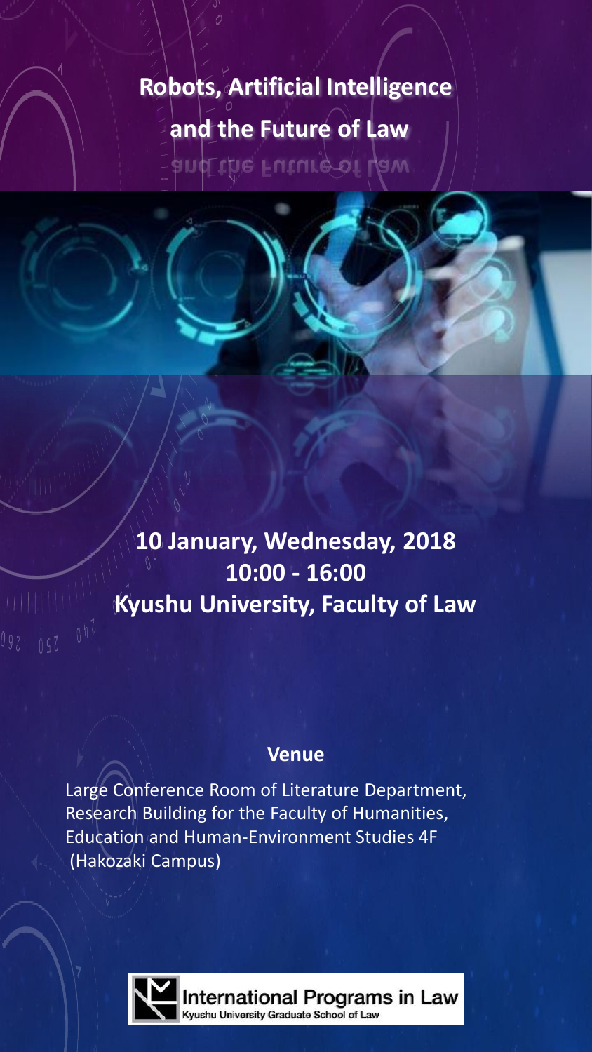# Robots, Artificial Intelligence and the Future of Law

**10 January, Wednesday, 2018**
**10:00 - 16:00**
**Kyushu University, Faculty of Law**

## Venue

Large Conference Room of Literature Department,
Research Building for the Faculty of Humanities,
Education and Human-Environment Studies 4F
(Hakozaki Campus)

International Programs in Law
Kyushu University Graduate School of Law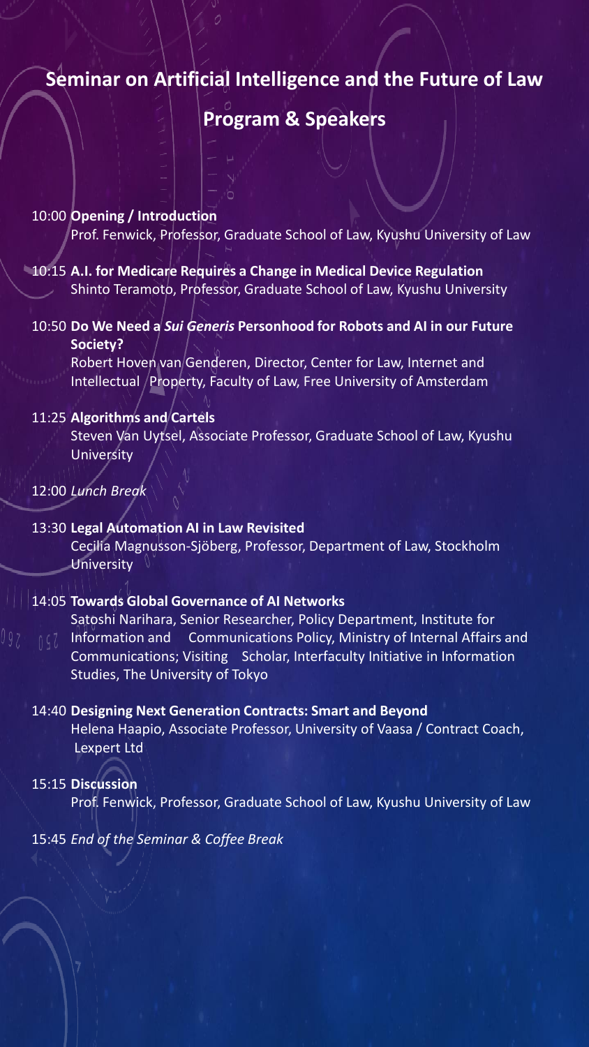# Seminar on Artificial Intelligence and the Future of Law

## Program & Speakers

10:00 **Opening / Introduction**
Prof. Fenwick, Professor, Graduate School of Law, Kyushu University of Law

10:15 **A.I. for Medicare Requires a Change in Medical Device Regulation**
Shinto Teramoto, Professor, Graduate School of Law, Kyushu University

10:50 **Do We Need a *Sui Generis* Personhood for Robots and AI in our Future Society?**
Robert Hoven van Genderen, Director, Center for Law, Internet and Intellectual Property, Faculty of Law, Free University of Amsterdam

11:25 **Algorithms and Cartels**
Steven Van Uytsel, Associate Professor, Graduate School of Law, Kyushu University

12:00 *Lunch Break*

13:30 **Legal Automation AI in Law Revisited**
Cecilia Magnusson-Sjöberg, Professor, Department of Law, Stockholm University

14:05 **Towards Global Governance of AI Networks**
Satoshi Narihara, Senior Researcher, Policy Department, Institute for Information and Communications Policy, Ministry of Internal Affairs and Communications; Visiting Scholar, Interfaculty Initiative in Information Studies, The University of Tokyo

14:40 **Designing Next Generation Contracts: Smart and Beyond**
Helena Haapio, Associate Professor, University of Vaasa / Contract Coach, Lexpert Ltd

15:15 **Discussion**
Prof. Fenwick, Professor, Graduate School of Law, Kyushu University of Law

15:45 *End of the Seminar & Coffee Break*